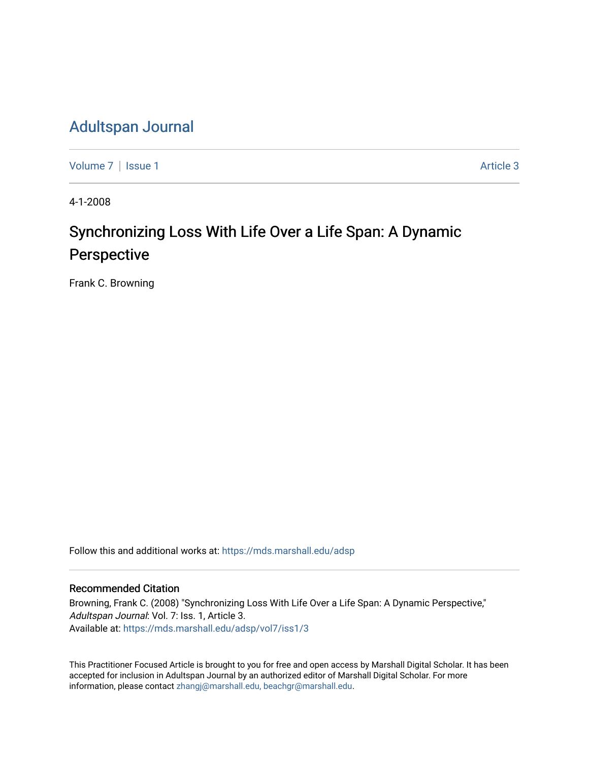# Adultspan Journal

Volume 7 | Issue 1 Article 3

4-1-2008

## Synchronizing Loss With Life Over a Life Span: A Dynamic Perspective

Frank C. Browning

Follow this and additional works at: https://mds.marshall.edu/adsp

### Recommended Citation

Browning, Frank C. (2008) "Synchronizing Loss With Life Over a Life Span: A Dynamic Perspective," *Adultspan Journal*: Vol. 7: Iss. 1, Article 3.
Available at: https://mds.marshall.edu/adsp/vol7/iss1/3

This Practitioner Focused Article is brought to you for free and open access by Marshall Digital Scholar. It has been accepted for inclusion in Adultspan Journal by an authorized editor of Marshall Digital Scholar. For more information, please contact zhangj@marshall.edu, beachgr@marshall.edu.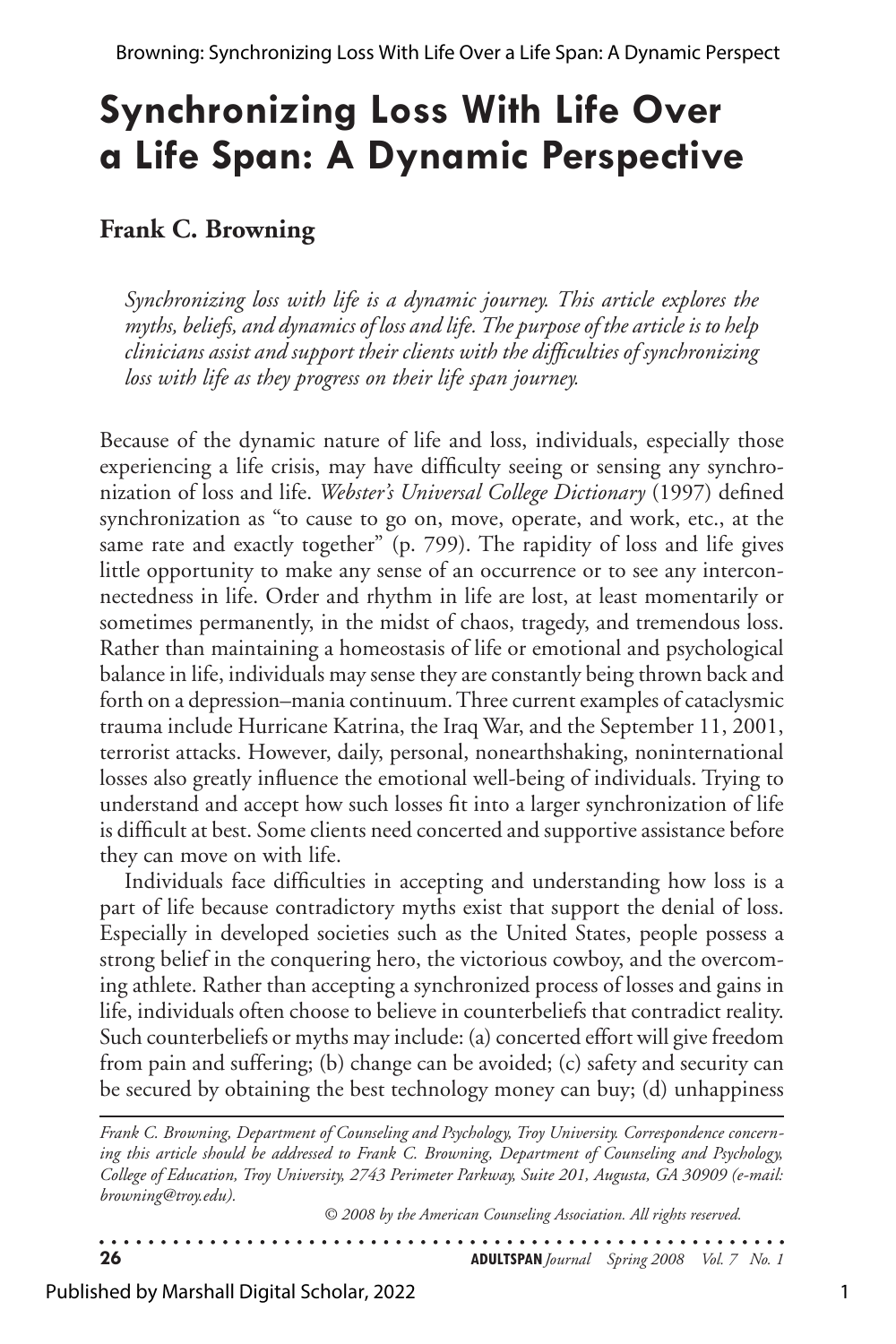# Synchronizing Loss With Life Over a Life Span: A Dynamic Perspective

**Frank C. Browning**

*Synchronizing loss with life is a dynamic journey. This article explores the myths, beliefs, and dynamics of loss and life. The purpose of the article is to help clinicians assist and support their clients with the difficulties of synchronizing loss with life as they progress on their life span journey.*

Because of the dynamic nature of life and loss, individuals, especially those experiencing a life crisis, may have difficulty seeing or sensing any synchronization of loss and life. *Webster's Universal College Dictionary* (1997) defined synchronization as "to cause to go on, move, operate, and work, etc., at the same rate and exactly together" (p. 799). The rapidity of loss and life gives little opportunity to make any sense of an occurrence or to see any interconnectedness in life. Order and rhythm in life are lost, at least momentarily or sometimes permanently, in the midst of chaos, tragedy, and tremendous loss. Rather than maintaining a homeostasis of life or emotional and psychological balance in life, individuals may sense they are constantly being thrown back and forth on a depression–mania continuum. Three current examples of cataclysmic trauma include Hurricane Katrina, the Iraq War, and the September 11, 2001, terrorist attacks. However, daily, personal, nonearthshaking, noninternational losses also greatly influence the emotional well-being of individuals. Trying to understand and accept how such losses fit into a larger synchronization of life is difficult at best. Some clients need concerted and supportive assistance before they can move on with life.

Individuals face difficulties in accepting and understanding how loss is a part of life because contradictory myths exist that support the denial of loss. Especially in developed societies such as the United States, people possess a strong belief in the conquering hero, the victorious cowboy, and the overcoming athlete. Rather than accepting a synchronized process of losses and gains in life, individuals often choose to believe in counterbeliefs that contradict reality. Such counterbeliefs or myths may include: (a) concerted effort will give freedom from pain and suffering; (b) change can be avoided; (c) safety and security can be secured by obtaining the best technology money can buy; (d) unhappiness

*Frank C. Browning, Department of Counseling and Psychology, Troy University. Correspondence concerning this article should be addressed to Frank C. Browning, Department of Counseling and Psychology, College of Education, Troy University, 2743 Perimeter Parkway, Suite 201, Augusta, GA 30909 (e-mail: browning@troy.edu).*

*© 2008 by the American Counseling Association. All rights reserved.*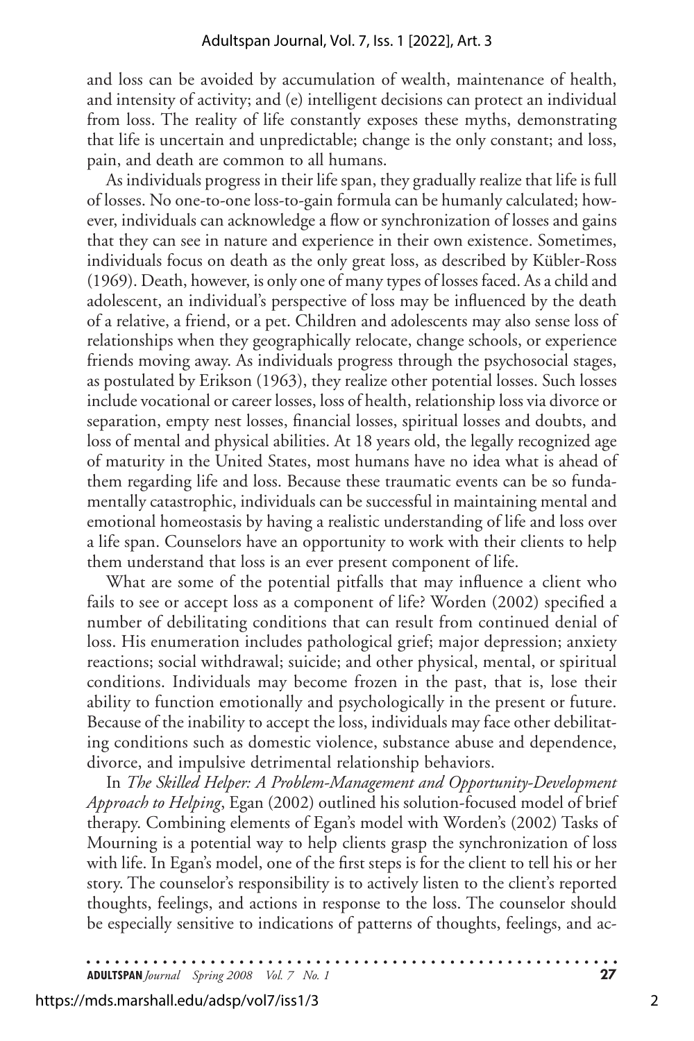and loss can be avoided by accumulation of wealth, maintenance of health, and intensity of activity; and (e) intelligent decisions can protect an individual from loss. The reality of life constantly exposes these myths, demonstrating that life is uncertain and unpredictable; change is the only constant; and loss, pain, and death are common to all humans.

As individuals progress in their life span, they gradually realize that life is full of losses. No one-to-one loss-to-gain formula can be humanly calculated; however, individuals can acknowledge a flow or synchronization of losses and gains that they can see in nature and experience in their own existence. Sometimes, individuals focus on death as the only great loss, as described by Kübler-Ross (1969). Death, however, is only one of many types of losses faced. As a child and adolescent, an individual's perspective of loss may be influenced by the death of a relative, a friend, or a pet. Children and adolescents may also sense loss of relationships when they geographically relocate, change schools, or experience friends moving away. As individuals progress through the psychosocial stages, as postulated by Erikson (1963), they realize other potential losses. Such losses include vocational or career losses, loss of health, relationship loss via divorce or separation, empty nest losses, financial losses, spiritual losses and doubts, and loss of mental and physical abilities. At 18 years old, the legally recognized age of maturity in the United States, most humans have no idea what is ahead of them regarding life and loss. Because these traumatic events can be so fundamentally catastrophic, individuals can be successful in maintaining mental and emotional homeostasis by having a realistic understanding of life and loss over a life span. Counselors have an opportunity to work with their clients to help them understand that loss is an ever present component of life.

What are some of the potential pitfalls that may influence a client who fails to see or accept loss as a component of life? Worden (2002) specified a number of debilitating conditions that can result from continued denial of loss. His enumeration includes pathological grief; major depression; anxiety reactions; social withdrawal; suicide; and other physical, mental, or spiritual conditions. Individuals may become frozen in the past, that is, lose their ability to function emotionally and psychologically in the present or future. Because of the inability to accept the loss, individuals may face other debilitating conditions such as domestic violence, substance abuse and dependence, divorce, and impulsive detrimental relationship behaviors.

In *The Skilled Helper: A Problem-Management and Opportunity-Development Approach to Helping*, Egan (2002) outlined his solution-focused model of brief therapy. Combining elements of Egan's model with Worden's (2002) Tasks of Mourning is a potential way to help clients grasp the synchronization of loss with life. In Egan's model, one of the first steps is for the client to tell his or her story. The counselor's responsibility is to actively listen to the client's reported thoughts, feelings, and actions in response to the loss. The counselor should be especially sensitive to indications of patterns of thoughts, feelings, and ac-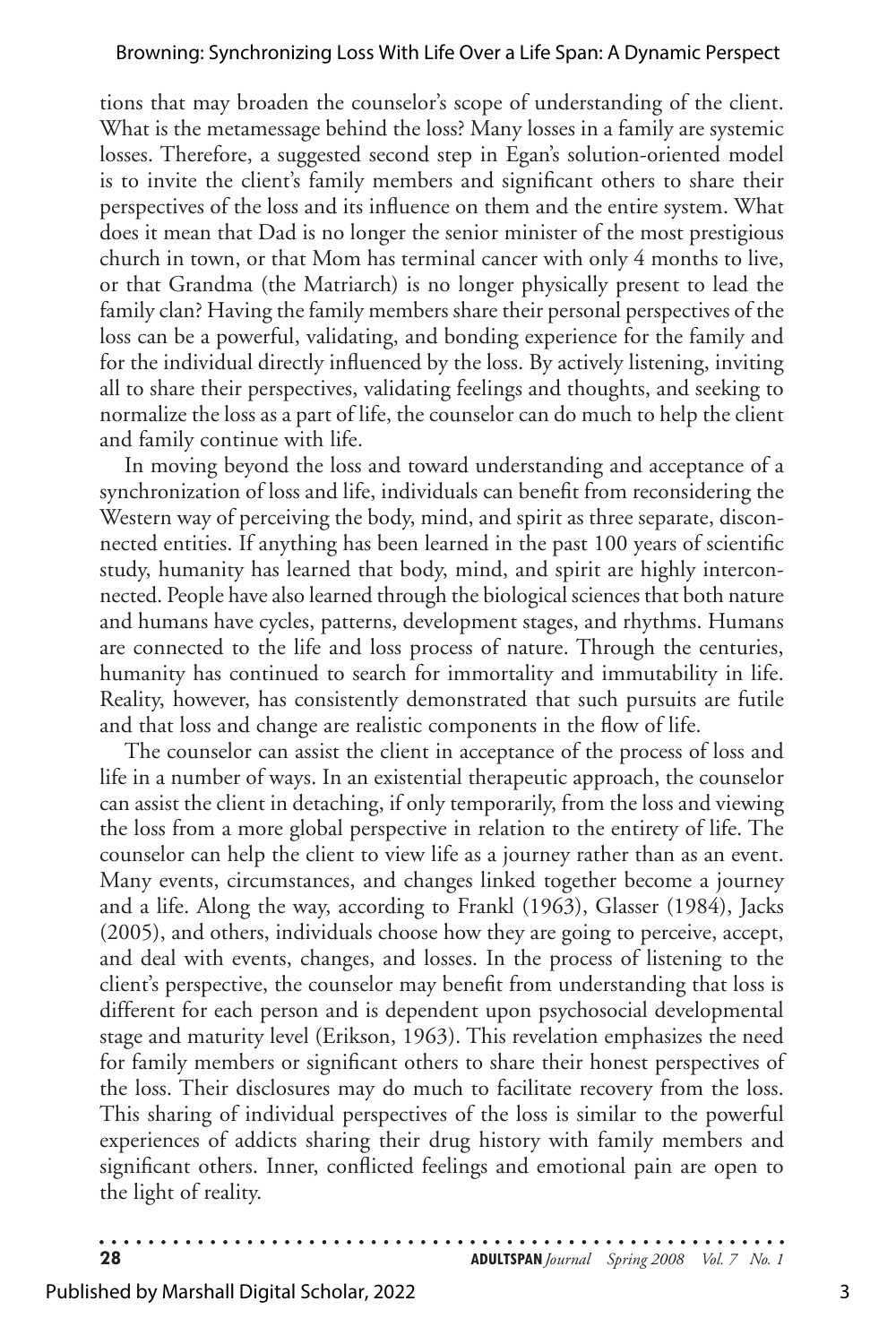tions that may broaden the counselor's scope of understanding of the client. What is the metamessage behind the loss? Many losses in a family are systemic losses. Therefore, a suggested second step in Egan's solution-oriented model is to invite the client's family members and significant others to share their perspectives of the loss and its influence on them and the entire system. What does it mean that Dad is no longer the senior minister of the most prestigious church in town, or that Mom has terminal cancer with only 4 months to live, or that Grandma (the Matriarch) is no longer physically present to lead the family clan? Having the family members share their personal perspectives of the loss can be a powerful, validating, and bonding experience for the family and for the individual directly influenced by the loss. By actively listening, inviting all to share their perspectives, validating feelings and thoughts, and seeking to normalize the loss as a part of life, the counselor can do much to help the client and family continue with life.

In moving beyond the loss and toward understanding and acceptance of a synchronization of loss and life, individuals can benefit from reconsidering the Western way of perceiving the body, mind, and spirit as three separate, disconnected entities. If anything has been learned in the past 100 years of scientific study, humanity has learned that body, mind, and spirit are highly interconnected. People have also learned through the biological sciences that both nature and humans have cycles, patterns, development stages, and rhythms. Humans are connected to the life and loss process of nature. Through the centuries, humanity has continued to search for immortality and immutability in life. Reality, however, has consistently demonstrated that such pursuits are futile and that loss and change are realistic components in the flow of life.

The counselor can assist the client in acceptance of the process of loss and life in a number of ways. In an existential therapeutic approach, the counselor can assist the client in detaching, if only temporarily, from the loss and viewing the loss from a more global perspective in relation to the entirety of life. The counselor can help the client to view life as a journey rather than as an event. Many events, circumstances, and changes linked together become a journey and a life. Along the way, according to Frankl (1963), Glasser (1984), Jacks (2005), and others, individuals choose how they are going to perceive, accept, and deal with events, changes, and losses. In the process of listening to the client's perspective, the counselor may benefit from understanding that loss is different for each person and is dependent upon psychosocial developmental stage and maturity level (Erikson, 1963). This revelation emphasizes the need for family members or significant others to share their honest perspectives of the loss. Their disclosures may do much to facilitate recovery from the loss. This sharing of individual perspectives of the loss is similar to the powerful experiences of addicts sharing their drug history with family members and significant others. Inner, conflicted feelings and emotional pain are open to the light of reality.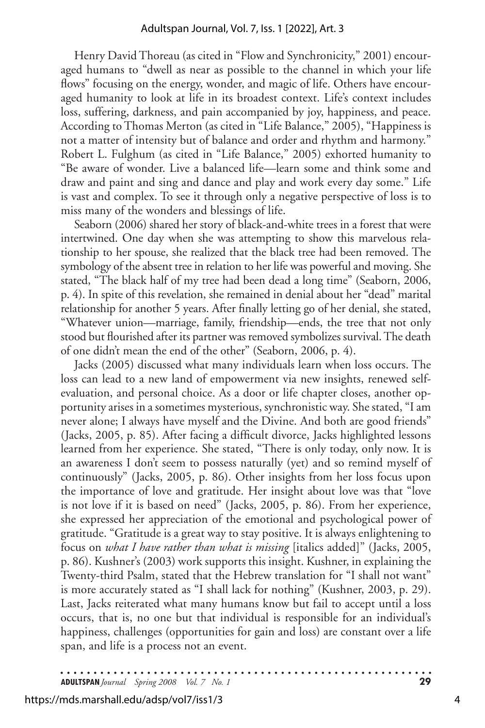Henry David Thoreau (as cited in "Flow and Synchronicity," 2001) encouraged humans to "dwell as near as possible to the channel in which your life flows" focusing on the energy, wonder, and magic of life. Others have encouraged humanity to look at life in its broadest context. Life's context includes loss, suffering, darkness, and pain accompanied by joy, happiness, and peace. According to Thomas Merton (as cited in "Life Balance," 2005), "Happiness is not a matter of intensity but of balance and order and rhythm and harmony." Robert L. Fulghum (as cited in "Life Balance," 2005) exhorted humanity to "Be aware of wonder. Live a balanced life—learn some and think some and draw and paint and sing and dance and play and work every day some." Life is vast and complex. To see it through only a negative perspective of loss is to miss many of the wonders and blessings of life.

Seaborn (2006) shared her story of black-and-white trees in a forest that were intertwined. One day when she was attempting to show this marvelous relationship to her spouse, she realized that the black tree had been removed. The symbology of the absent tree in relation to her life was powerful and moving. She stated, "The black half of my tree had been dead a long time" (Seaborn, 2006, p. 4). In spite of this revelation, she remained in denial about her "dead" marital relationship for another 5 years. After finally letting go of her denial, she stated, "Whatever union—marriage, family, friendship—ends, the tree that not only stood but flourished after its partner was removed symbolizes survival. The death of one didn't mean the end of the other" (Seaborn, 2006, p. 4).

Jacks (2005) discussed what many individuals learn when loss occurs. The loss can lead to a new land of empowerment via new insights, renewed self-evaluation, and personal choice. As a door or life chapter closes, another opportunity arises in a sometimes mysterious, synchronistic way. She stated, "I am never alone; I always have myself and the Divine. And both are good friends" (Jacks, 2005, p. 85). After facing a difficult divorce, Jacks highlighted lessons learned from her experience. She stated, "There is only today, only now. It is an awareness I don't seem to possess naturally (yet) and so remind myself of continuously" (Jacks, 2005, p. 86). Other insights from her loss focus upon the importance of love and gratitude. Her insight about love was that "love is not love if it is based on need" (Jacks, 2005, p. 86). From her experience, she expressed her appreciation of the emotional and psychological power of gratitude. "Gratitude is a great way to stay positive. It is always enlightening to focus on *what I have rather than what is missing* [italics added]" (Jacks, 2005, p. 86). Kushner's (2003) work supports this insight. Kushner, in explaining the Twenty-third Psalm, stated that the Hebrew translation for "I shall not want" is more accurately stated as "I shall lack for nothing" (Kushner, 2003, p. 29). Last, Jacks reiterated what many humans know but fail to accept until a loss occurs, that is, no one but that individual is responsible for an individual's happiness, challenges (opportunities for gain and loss) are constant over a life span, and life is a process not an event.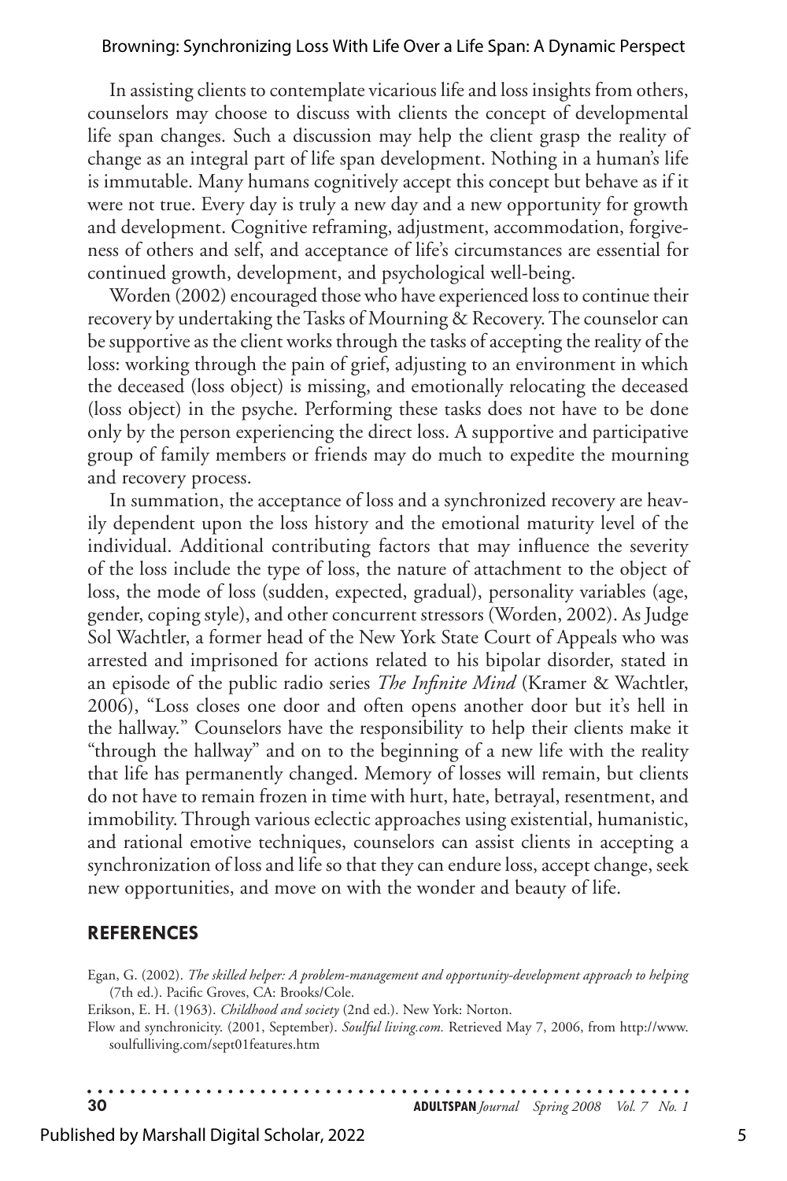In assisting clients to contemplate vicarious life and loss insights from others, counselors may choose to discuss with clients the concept of developmental life span changes. Such a discussion may help the client grasp the reality of change as an integral part of life span development. Nothing in a human's life is immutable. Many humans cognitively accept this concept but behave as if it were not true. Every day is truly a new day and a new opportunity for growth and development. Cognitive reframing, adjustment, accommodation, forgiveness of others and self, and acceptance of life's circumstances are essential for continued growth, development, and psychological well-being.

Worden (2002) encouraged those who have experienced loss to continue their recovery by undertaking the Tasks of Mourning & Recovery. The counselor can be supportive as the client works through the tasks of accepting the reality of the loss: working through the pain of grief, adjusting to an environment in which the deceased (loss object) is missing, and emotionally relocating the deceased (loss object) in the psyche. Performing these tasks does not have to be done only by the person experiencing the direct loss. A supportive and participative group of family members or friends may do much to expedite the mourning and recovery process.

In summation, the acceptance of loss and a synchronized recovery are heavily dependent upon the loss history and the emotional maturity level of the individual. Additional contributing factors that may influence the severity of the loss include the type of loss, the nature of attachment to the object of loss, the mode of loss (sudden, expected, gradual), personality variables (age, gender, coping style), and other concurrent stressors (Worden, 2002). As Judge Sol Wachtler, a former head of the New York State Court of Appeals who was arrested and imprisoned for actions related to his bipolar disorder, stated in an episode of the public radio series *The Infinite Mind* (Kramer & Wachtler, 2006), "Loss closes one door and often opens another door but it's hell in the hallway." Counselors have the responsibility to help their clients make it "through the hallway" and on to the beginning of a new life with the reality that life has permanently changed. Memory of losses will remain, but clients do not have to remain frozen in time with hurt, hate, betrayal, resentment, and immobility. Through various eclectic approaches using existential, humanistic, and rational emotive techniques, counselors can assist clients in accepting a synchronization of loss and life so that they can endure loss, accept change, seek new opportunities, and move on with the wonder and beauty of life.

## REFERENCES

Egan, G. (2002). *The skilled helper: A problem-management and opportunity-development approach to helping* (7th ed.). Pacific Groves, CA: Brooks/Cole.

Erikson, E. H. (1963). *Childhood and society* (2nd ed.). New York: Norton.

Flow and synchronicity. (2001, September). *Soulful living.com.* Retrieved May 7, 2006, from http://www.soulfulliving.com/sept01features.htm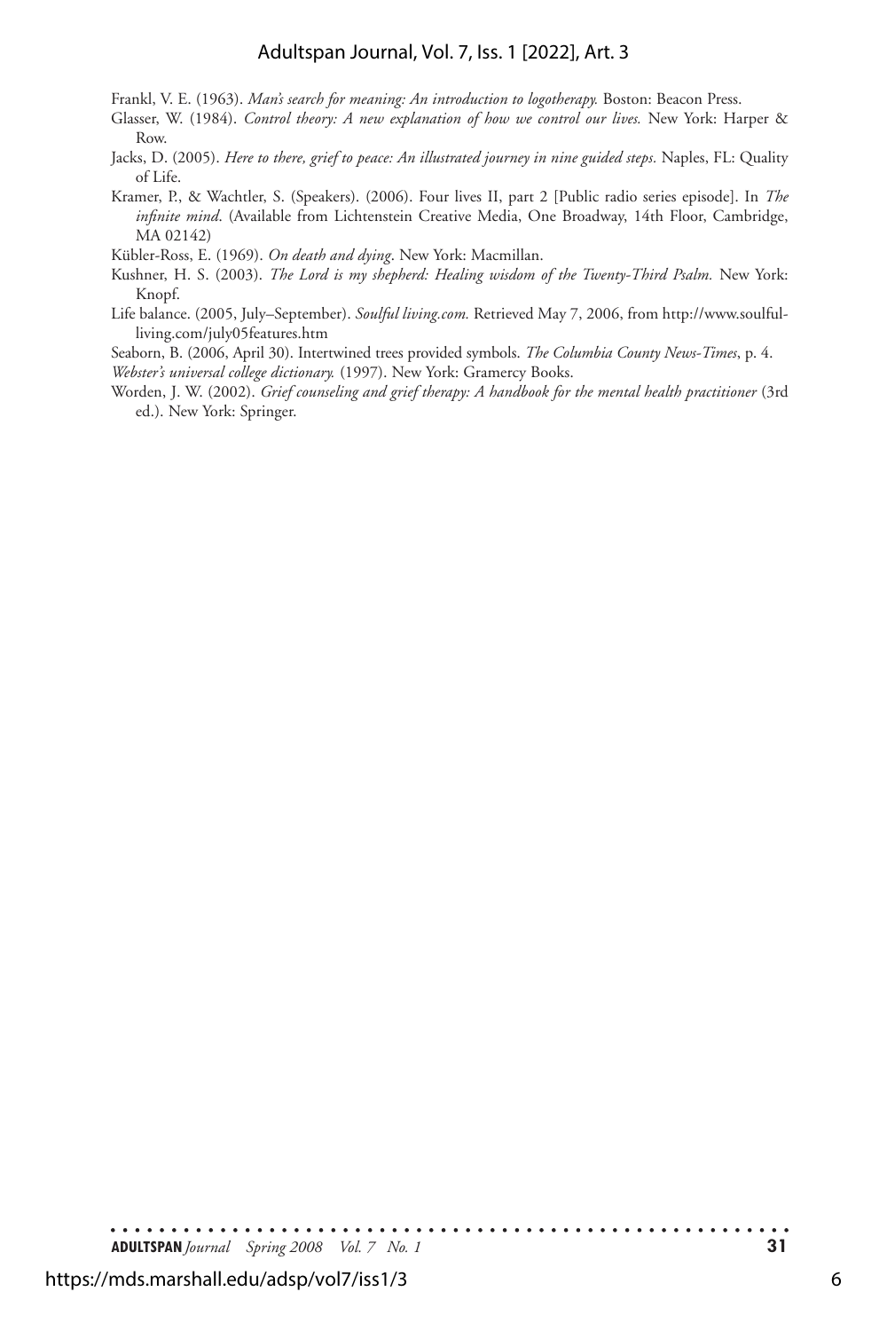Frankl, V. E. (1963). *Man's search for meaning: An introduction to logotherapy.* Boston: Beacon Press.

Glasser, W. (1984). *Control theory: A new explanation of how we control our lives.* New York: Harper & Row.

Jacks, D. (2005). *Here to there, grief to peace: An illustrated journey in nine guided steps.* Naples, FL: Quality of Life.

Kramer, P., & Wachtler, S. (Speakers). (2006). Four lives II, part 2 [Public radio series episode]. In *The infinite mind*. (Available from Lichtenstein Creative Media, One Broadway, 14th Floor, Cambridge, MA 02142)

Kübler-Ross, E. (1969). *On death and dying*. New York: Macmillan.

Kushner, H. S. (2003). *The Lord is my shepherd: Healing wisdom of the Twenty-Third Psalm.* New York: Knopf.

Life balance. (2005, July–September). *Soulful living.com.* Retrieved May 7, 2006, from http://www.soulfulliving.com/july05features.htm

Seaborn, B. (2006, April 30). Intertwined trees provided symbols. *The Columbia County News-Times*, p. 4.

*Webster's universal college dictionary.* (1997). New York: Gramercy Books.

Worden, J. W. (2002). *Grief counseling and grief therapy: A handbook for the mental health practitioner* (3rd ed.). New York: Springer.